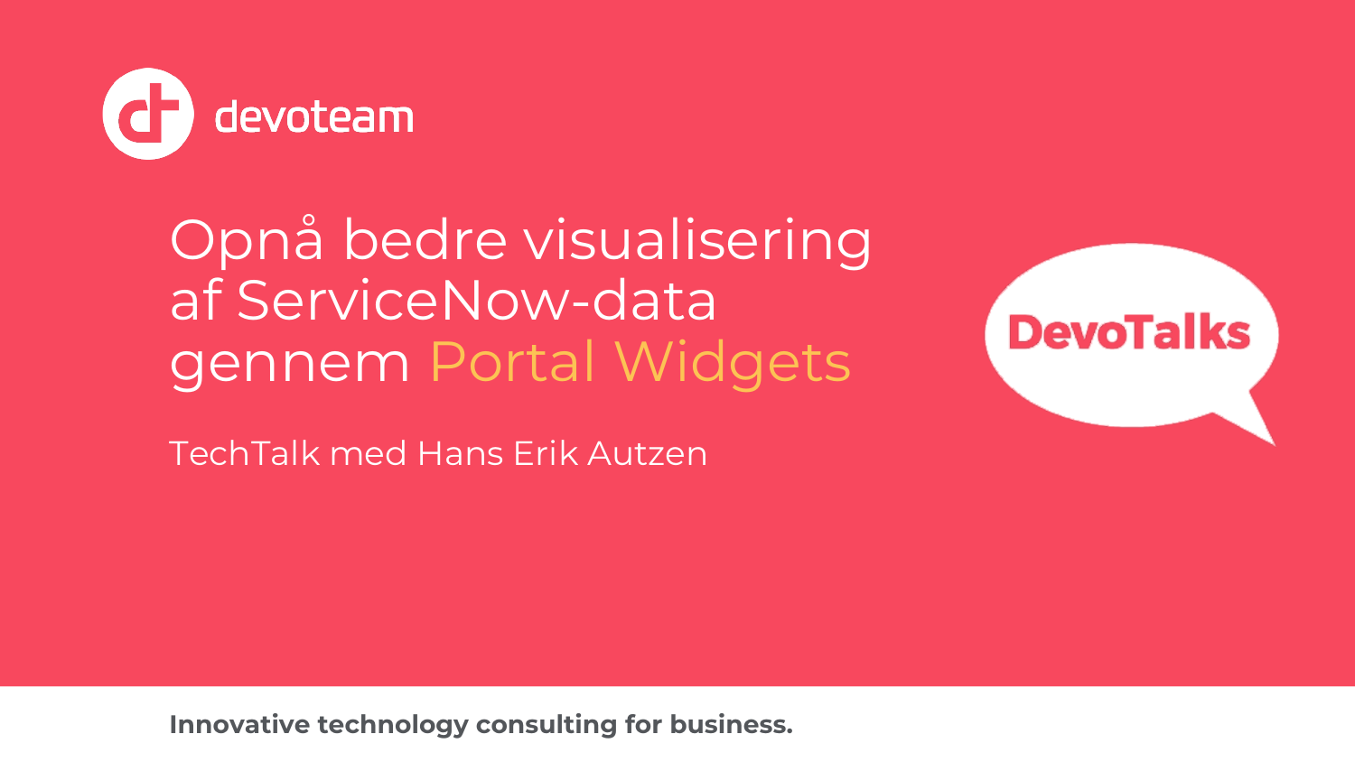devoteam

# Opnå bedre visualisering af ServiceNow-data gennem Portal Widgets

TechTalk med Hans Erik Autzen

DevoTalks

**Innovative technology consulting for business.**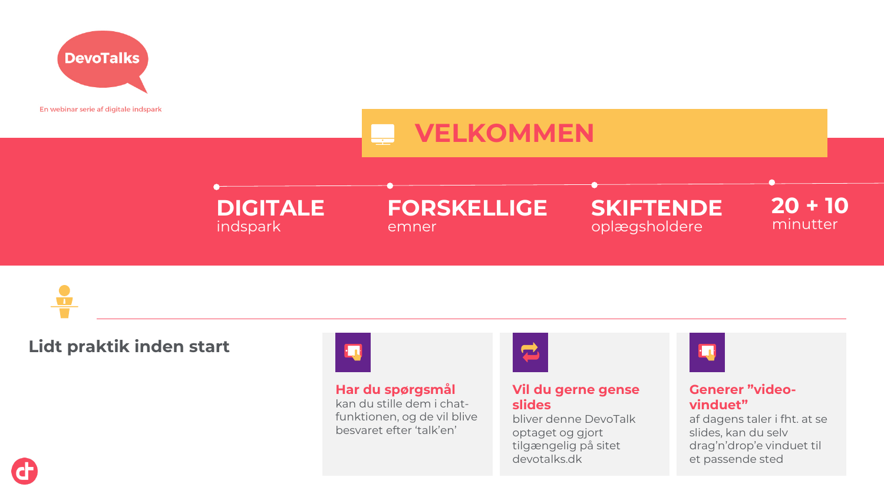DevoTalks

En webinar serie af digitale indspark

# VELKOMMEN

**DIGITALE**
indspark

**FORSKELLIGE**
emner

**SKIFTENDE**
oplægsholdere

**20 + 10**
minutter

## Lidt praktik inden start

**Har du spørgsmål**
kan du stille dem i chat-funktionen, og de vil blive besvaret efter 'talk'en'

**Vil du gerne gense slides**
bliver denne DevoTalk optaget og gjort tilgængelig på sitet devotalks.dk

**Generer "video-vinduet"**
af dagens taler i fht. at se slides, kan du selv drag'n'drop'e vinduet til et passende sted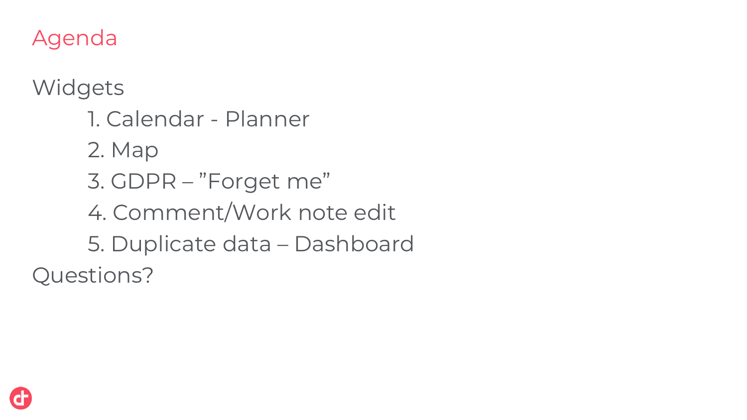# Agenda

Widgets

1. Calendar - Planner
2. Map
3. GDPR – ”Forget me”
4. Comment/Work note edit
5. Duplicate data – Dashboard

Questions?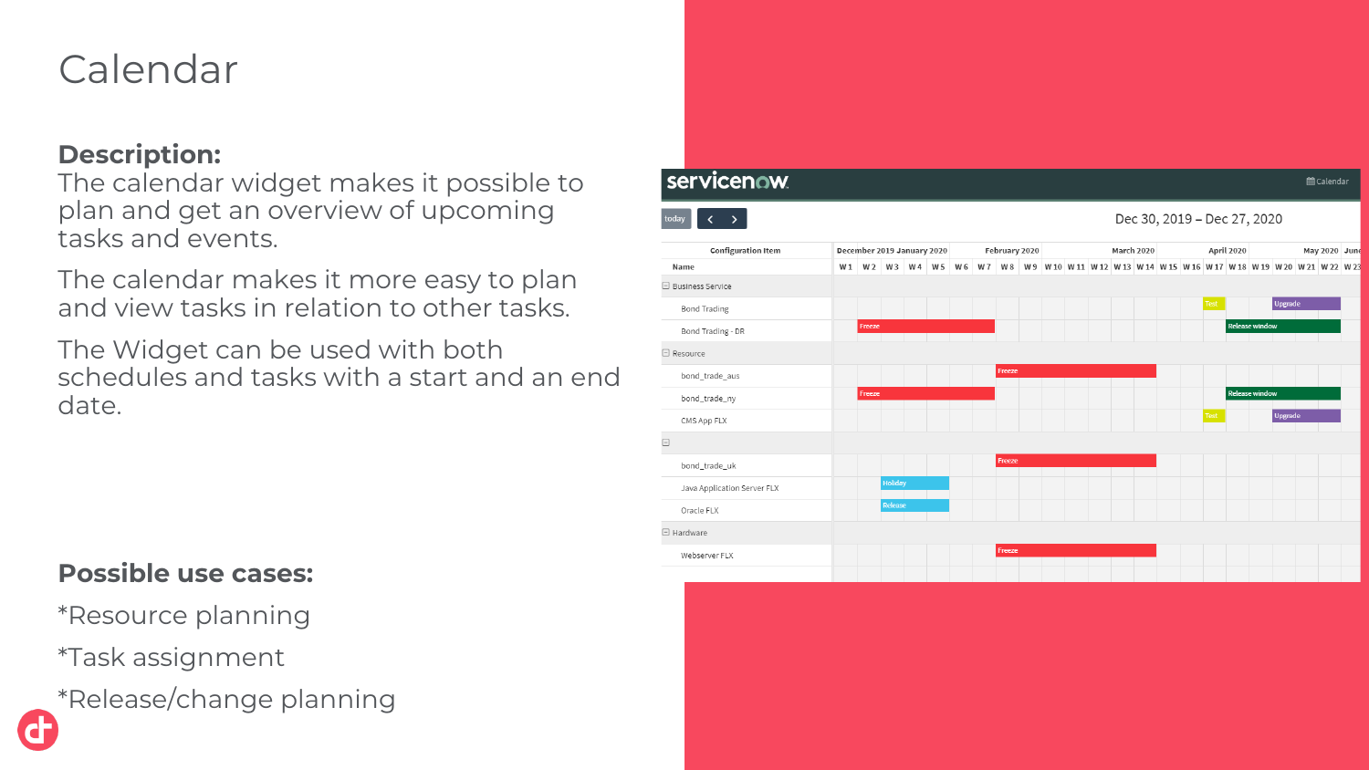# Calendar

**Description:**

The calendar widget makes it possible to plan and get an overview of upcoming tasks and events.

The calendar makes it more easy to plan and view tasks in relation to other tasks.

The Widget can be used with both schedules and tasks with a start and an end date.

**Possible use cases:**

*Resource planning

*Task assignment

*Release/change planning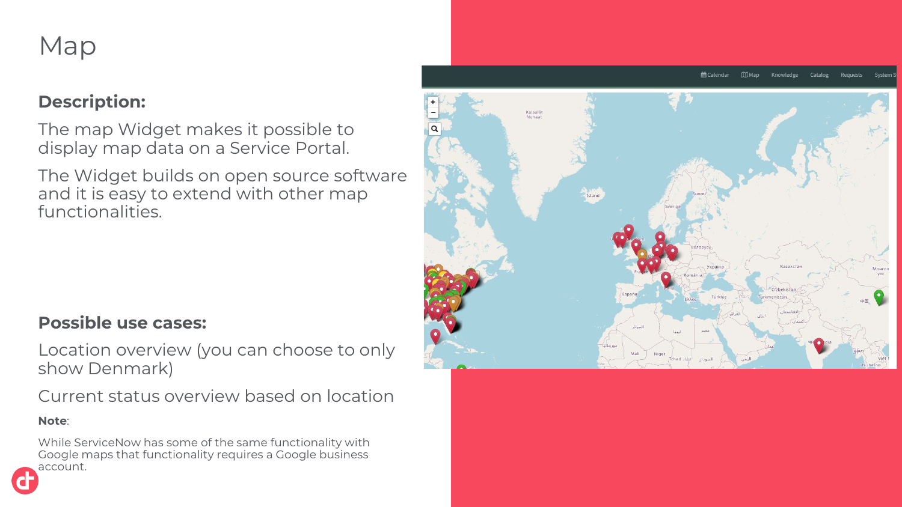# Map

## Description:

The map Widget makes it possible to display map data on a Service Portal.

The Widget builds on open source software and it is easy to extend with other map functionalities.

## Possible use cases:

Location overview (you can choose to only show Denmark)

Current status overview based on location

**Note**:

While ServiceNow has some of the same functionality with Google maps that functionality requires a Google business account.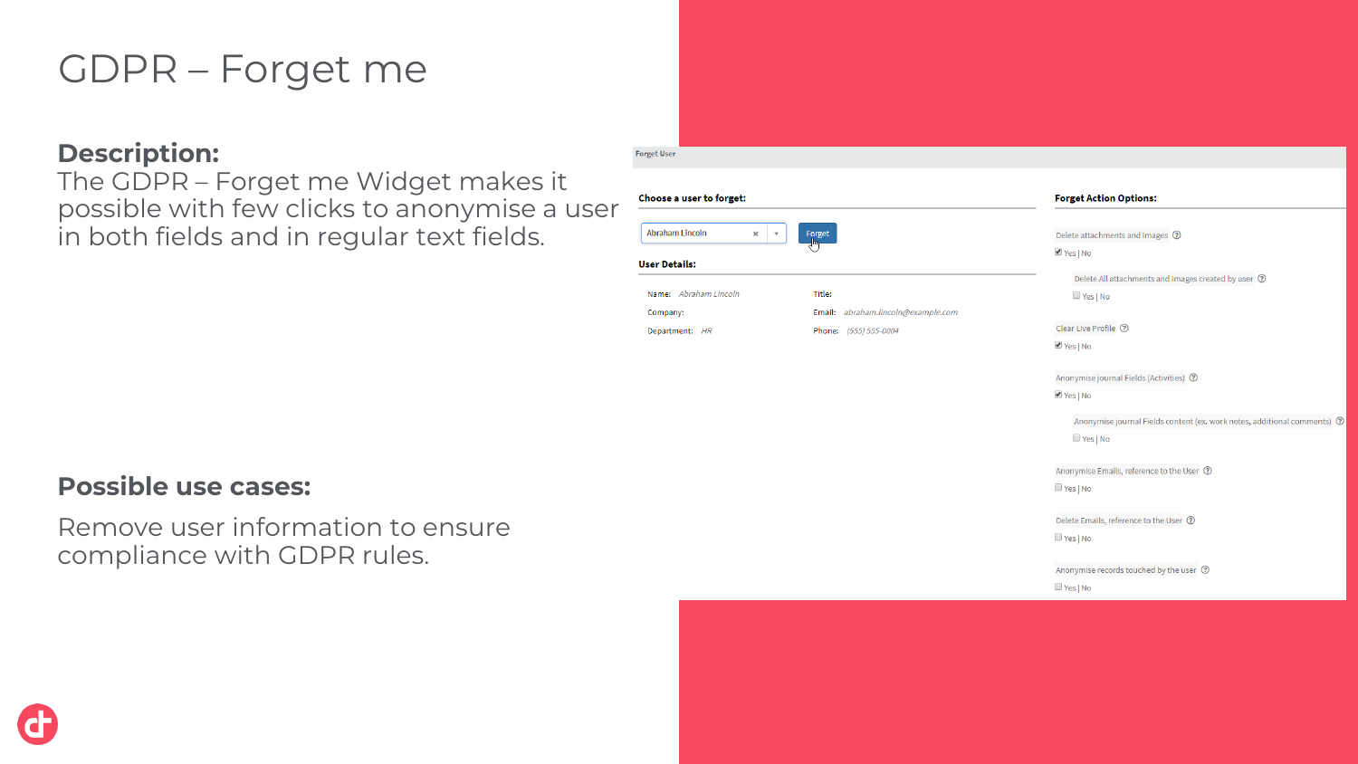# GDPR – Forget me

**Description:**
The GDPR – Forget me Widget makes it possible with few clicks to anonymise a user in both fields and in regular text fields.

**Possible use cases:**

Remove user information to ensure compliance with GDPR rules.

Forget User

**Choose a user to forget:**

Abraham Lincoln [Forget]

**User Details:**

Name: Abraham Lincoln
Company:
Department: HR
Title:
Email: abraham.lincoln@example.com
Phone: (555) 555-0004

**Forget Action Options:**

Delete attachments and images
☑ Yes | No

Delete All attachments and images created by user
☐ Yes | No

Clear Live Profile
☑ Yes | No

Anonymise journal Fields (Activities)
☑ Yes | No

Anonymise journal Fields content (ex. work notes, additional comments)
☐ Yes | No

Anonymise Emails, reference to the User
☐ Yes | No

Delete Emails, reference to the User
☐ Yes | No

Anonymise records touched by the user
☐ Yes | No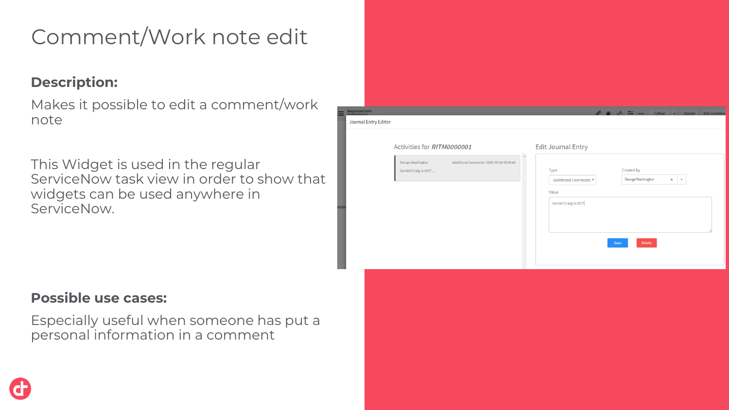# Comment/Work note edit

**Description:**

Makes it possible to edit a comment/work note

This Widget is used in the regular ServiceNow task view in order to show that widgets can be used anywhere in ServiceNow.

**Possible use cases:**

Especially useful when someone has put a personal information in a comment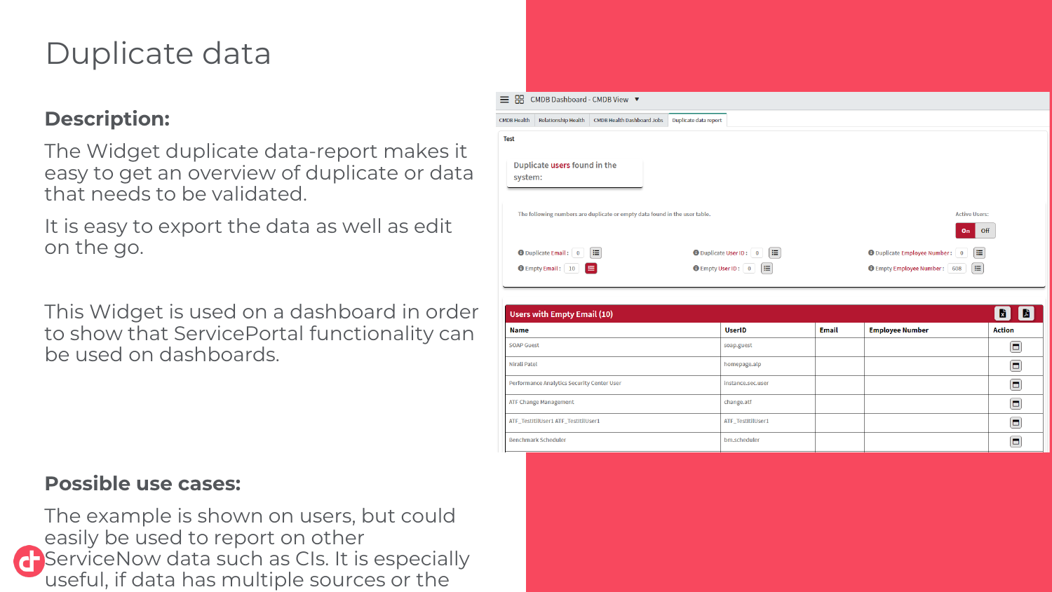# Duplicate data

## Description:

The Widget duplicate data-report makes it easy to get an overview of duplicate or data that needs to be validated.

It is easy to export the data as well as edit on the go.

This Widget is used on a dashboard in order to show that ServicePortal functionality can be used on dashboards.

## Possible use cases:

The example is shown on users, but could easily be used to report on other ServiceNow data such as CIs. It is especially useful, if data has multiple sources or the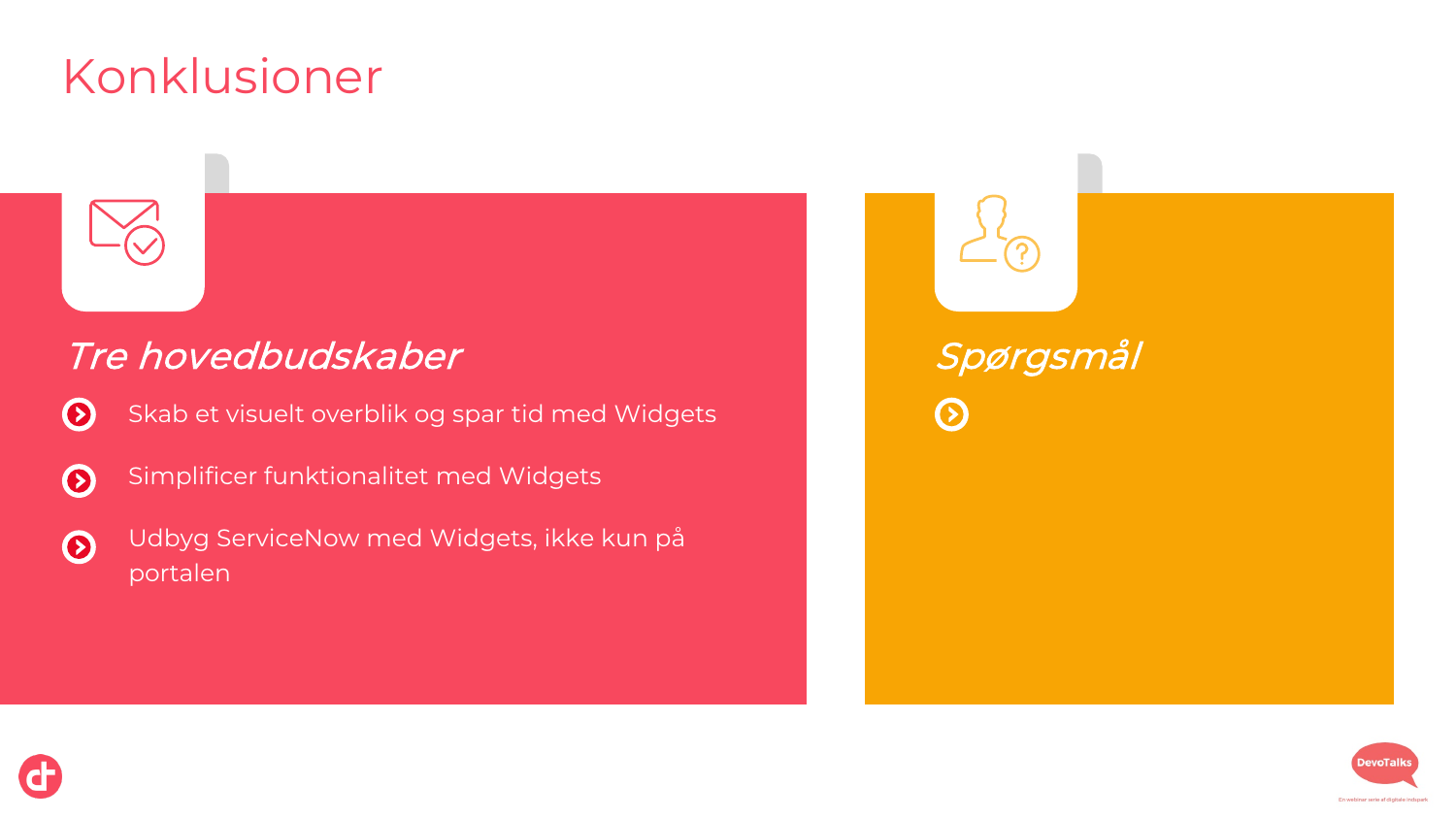# Konklusioner

## *Tre hovedbudskaber*

- Skab et visuelt overblik og spar tid med Widgets
- Simplificer funktionalitet med Widgets
- Udbyg ServiceNow med Widgets, ikke kun på portalen

## *Spørgsmål*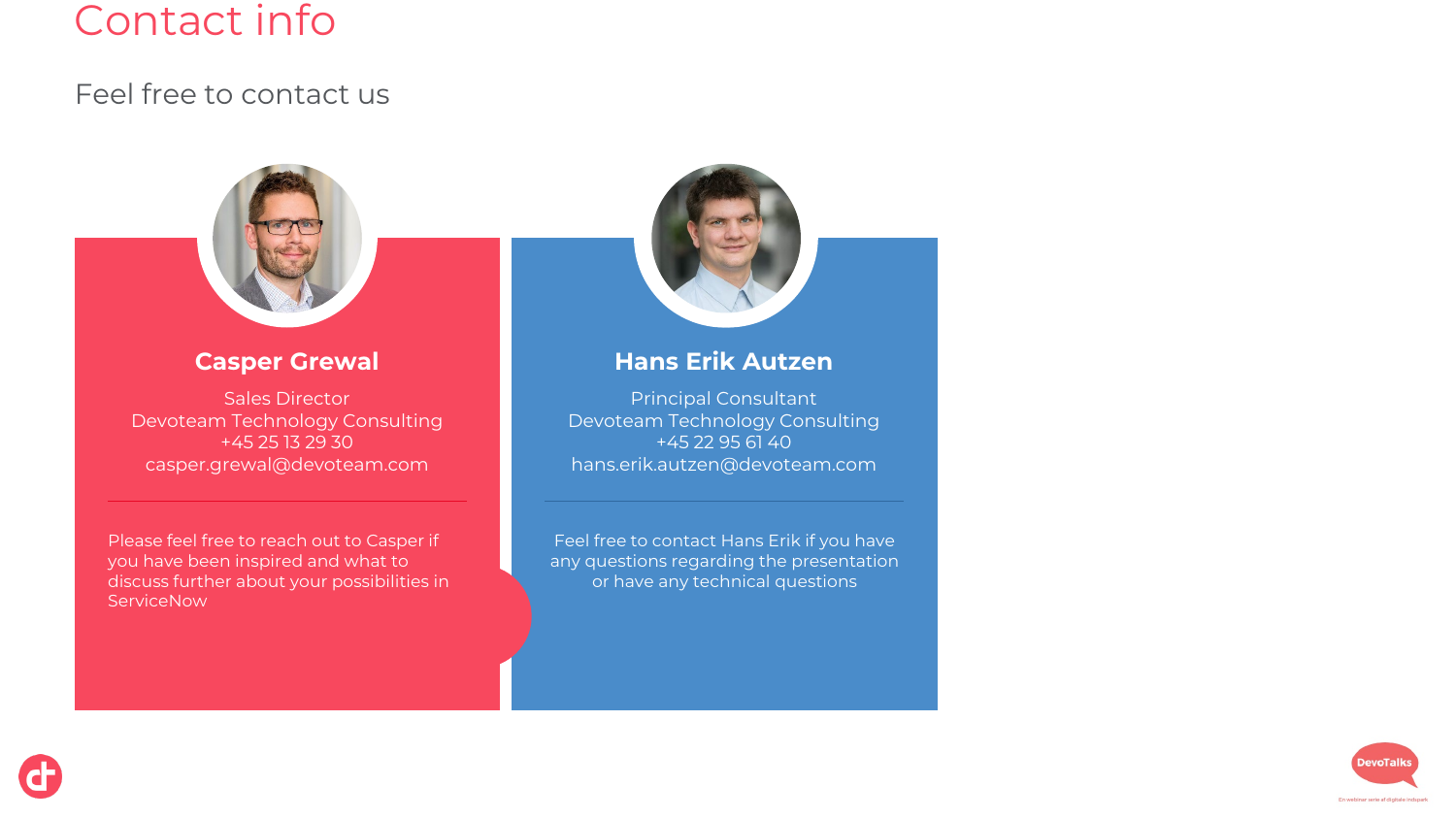# Contact info

## Feel free to contact us

### Casper Grewal

Sales Director
Devoteam Technology Consulting
+45 25 13 29 30
casper.grewal@devoteam.com

Please feel free to reach out to Casper if you have been inspired and what to discuss further about your possibilities in ServiceNow

### Hans Erik Autzen

Principal Consultant
Devoteam Technology Consulting
+45 22 95 61 40
hans.erik.autzen@devoteam.com

Feel free to contact Hans Erik if you have any questions regarding the presentation or have any technical questions